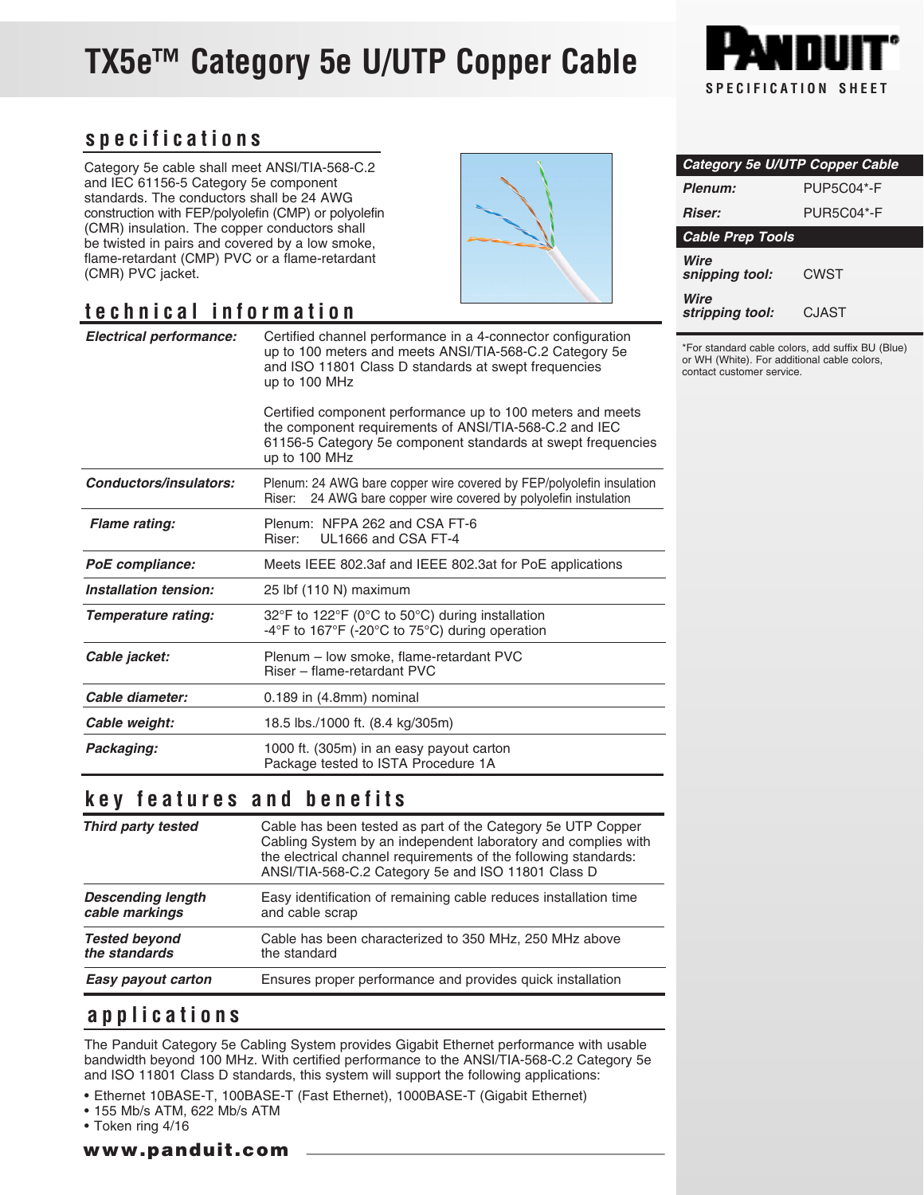# TX5e™ Category 5e U/UTP Copper Cable

PANDUIT SPECIFICATION SHEET

## specifications

Category 5e cable shall meet ANSI/TIA-568-C.2 and IEC 61156-5 Category 5e component standards. The conductors shall be 24 AWG construction with FEP/polyolefin (CMP) or polyolefin (CMR) insulation. The copper conductors shall be twisted in pairs and covered by a low smoke, flame-retardant (CMP) PVC or a flame-retardant (CMR) PVC jacket.

## technical information

| | |
|---|---|
| ***Electrical performance:*** | Certified channel performance in a 4-connector configuration up to 100 meters and meets ANSI/TIA-568-C.2 Category 5e and ISO 11801 Class D standards at swept frequencies up to 100 MHz<br><br>Certified component performance up to 100 meters and meets the component requirements of ANSI/TIA-568-C.2 and IEC 61156-5 Category 5e component standards at swept frequencies up to 100 MHz |
| ***Conductors/insulators:*** | Plenum: 24 AWG bare copper wire covered by FEP/polyolefin insulation<br>Riser: 24 AWG bare copper wire covered by polyolefin instulation |
| ***Flame rating:*** | Plenum: NFPA 262 and CSA FT-6<br>Riser: UL1666 and CSA FT-4 |
| ***PoE compliance:*** | Meets IEEE 802.3af and IEEE 802.3at for PoE applications |
| ***Installation tension:*** | 25 lbf (110 N) maximum |
| ***Temperature rating:*** | 32°F to 122°F (0°C to 50°C) during installation<br>-4°F to 167°F (-20°C to 75°C) during operation |
| ***Cable jacket:*** | Plenum – low smoke, flame-retardant PVC<br>Riser – flame-retardant PVC |
| ***Cable diameter:*** | 0.189 in (4.8mm) nominal |
| ***Cable weight:*** | 18.5 lbs./1000 ft. (8.4 kg/305m) |
| ***Packaging:*** | 1000 ft. (305m) in an easy payout carton<br>Package tested to ISTA Procedure 1A |

## key features and benefits

| | |
|---|---|
| ***Third party tested*** | Cable has been tested as part of the Category 5e UTP Copper Cabling System by an independent laboratory and complies with the electrical channel requirements of the following standards: ANSI/TIA-568-C.2 Category 5e and ISO 11801 Class D |
| ***Descending length cable markings*** | Easy identification of remaining cable reduces installation time and cable scrap |
| ***Tested beyond the standards*** | Cable has been characterized to 350 MHz, 250 MHz above the standard |
| ***Easy payout carton*** | Ensures proper performance and provides quick installation |

## applications

The Panduit Category 5e Cabling System provides Gigabit Ethernet performance with usable bandwidth beyond 100 MHz. With certified performance to the ANSI/TIA-568-C.2 Category 5e and ISO 11801 Class D standards, this system will support the following applications:

- Ethernet 10BASE-T, 100BASE-T (Fast Ethernet), 1000BASE-T (Gigabit Ethernet)
- 155 Mb/s ATM, 622 Mb/s ATM
- Token ring 4/16

| ***Category 5e U/UTP Copper Cable*** | |
|---|---|
| ***Plenum:*** | PUP5C04*-F |
| ***Riser:*** | PUR5C04*-F |
| ***Cable Prep Tools*** | |
| ***Wire snipping tool:*** | CWST |
| ***Wire stripping tool:*** | CJAST |

*For standard cable colors, add suffix BU (Blue) or WH (White). For additional cable colors, contact customer service.

www.panduit.com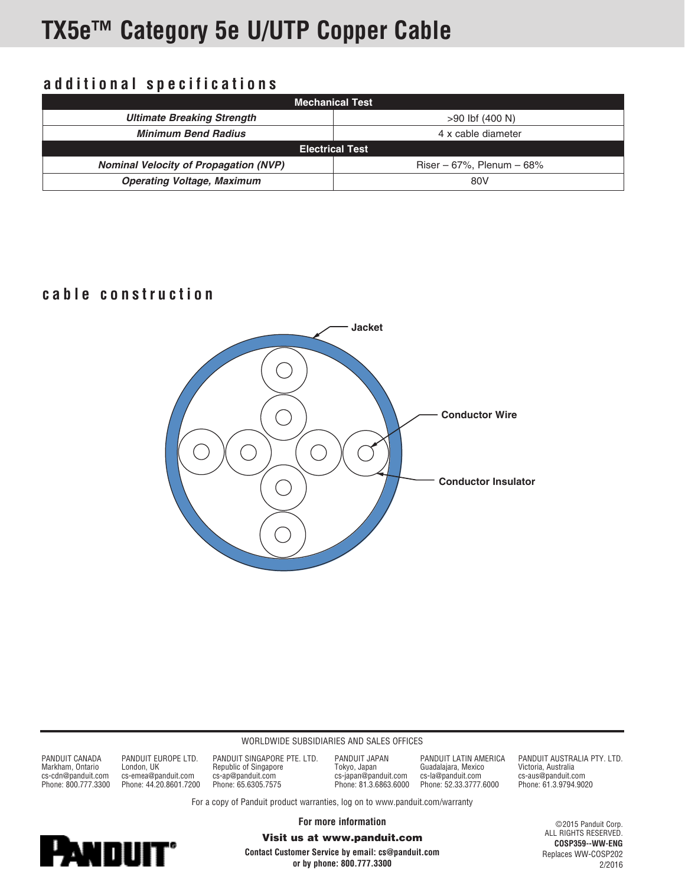# TX5e™ Category 5e U/UTP Copper Cable

## additional specifications

| Mechanical Test | |
|---|---|
| ***Ultimate Breaking Strength*** | >90 lbf (400 N) |
| ***Minimum Bend Radius*** | 4 x cable diameter |
| **Electrical Test** | |
| ***Nominal Velocity of Propagation (NVP)*** | Riser – 67%, Plenum – 68% |
| ***Operating Voltage, Maximum*** | 80V |

## cable construction

Jacket

Conductor Wire

Conductor Insulator

WORLDWIDE SUBSIDIARIES AND SALES OFFICES

PANDUIT CANADA
Markham, Ontario
cs-cdn@panduit.com
Phone: 800.777.3300

PANDUIT EUROPE LTD.
London, UK
cs-emea@panduit.com
Phone: 44.20.8601.7200

PANDUIT SINGAPORE PTE. LTD.
Republic of Singapore
cs-ap@panduit.com
Phone: 65.6305.7575

PANDUIT JAPAN
Tokyo, Japan
cs-japan@panduit.com
Phone: 81.3.6863.6000

PANDUIT LATIN AMERICA
Guadalajara, Mexico
cs-la@panduit.com
Phone: 52.33.3777.6000

PANDUIT AUSTRALIA PTY. LTD.
Victoria, Australia
cs-aus@panduit.com
Phone: 61.3.9794.9020

For a copy of Panduit product warranties, log on to www.panduit.com/warranty

**For more information**

**Visit us at www.panduit.com**

**Contact Customer Service by email: cs@panduit.com**
**or by phone: 800.777.3300**

©2015 Panduit Corp.
ALL RIGHTS RESERVED.
**COSP359--WW-ENG**
Replaces WW-COSP202
2/2016